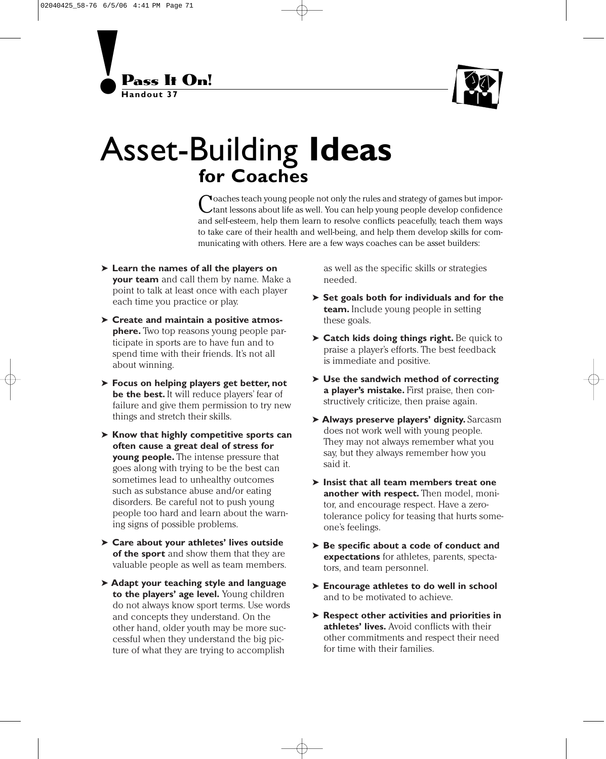**Pass It On!**
**Handout 37**

# Asset-Building **Ideas** for Coaches

Coaches teach young people not only the rules and strategy of games but important lessons about life as well. You can help young people develop confidence and self-esteem, help them learn to resolve conflicts peacefully, teach them ways to take care of their health and well-being, and help them develop skills for communicating with others. Here are a few ways coaches can be asset builders:

- **Learn the names of all the players on your team** and call them by name. Make a point to talk at least once with each player each time you practice or play.
- **Create and maintain a positive atmosphere.** Two top reasons young people participate in sports are to have fun and to spend time with their friends. It's not all about winning.
- **Focus on helping players get better, not be the best.** It will reduce players' fear of failure and give them permission to try new things and stretch their skills.
- **Know that highly competitive sports can often cause a great deal of stress for young people.** The intense pressure that goes along with trying to be the best can sometimes lead to unhealthy outcomes such as substance abuse and/or eating disorders. Be careful not to push young people too hard and learn about the warning signs of possible problems.
- **Care about your athletes' lives outside of the sport** and show them that they are valuable people as well as team members.
- **Adapt your teaching style and language to the players' age level.** Young children do not always know sport terms. Use words and concepts they understand. On the other hand, older youth may be more successful when they understand the big picture of what they are trying to accomplish as well as the specific skills or strategies needed.
- **Set goals both for individuals and for the team.** Include young people in setting these goals.
- **Catch kids doing things right.** Be quick to praise a player's efforts. The best feedback is immediate and positive.
- **Use the sandwich method of correcting a player's mistake.** First praise, then constructively criticize, then praise again.
- **Always preserve players' dignity.** Sarcasm does not work well with young people. They may not always remember what you say, but they always remember how you said it.
- **Insist that all team members treat one another with respect.** Then model, monitor, and encourage respect. Have a zero-tolerance policy for teasing that hurts someone's feelings.
- **Be specific about a code of conduct and expectations** for athletes, parents, spectators, and team personnel.
- **Encourage athletes to do well in school** and to be motivated to achieve.
- **Respect other activities and priorities in athletes' lives.** Avoid conflicts with their other commitments and respect their need for time with their families.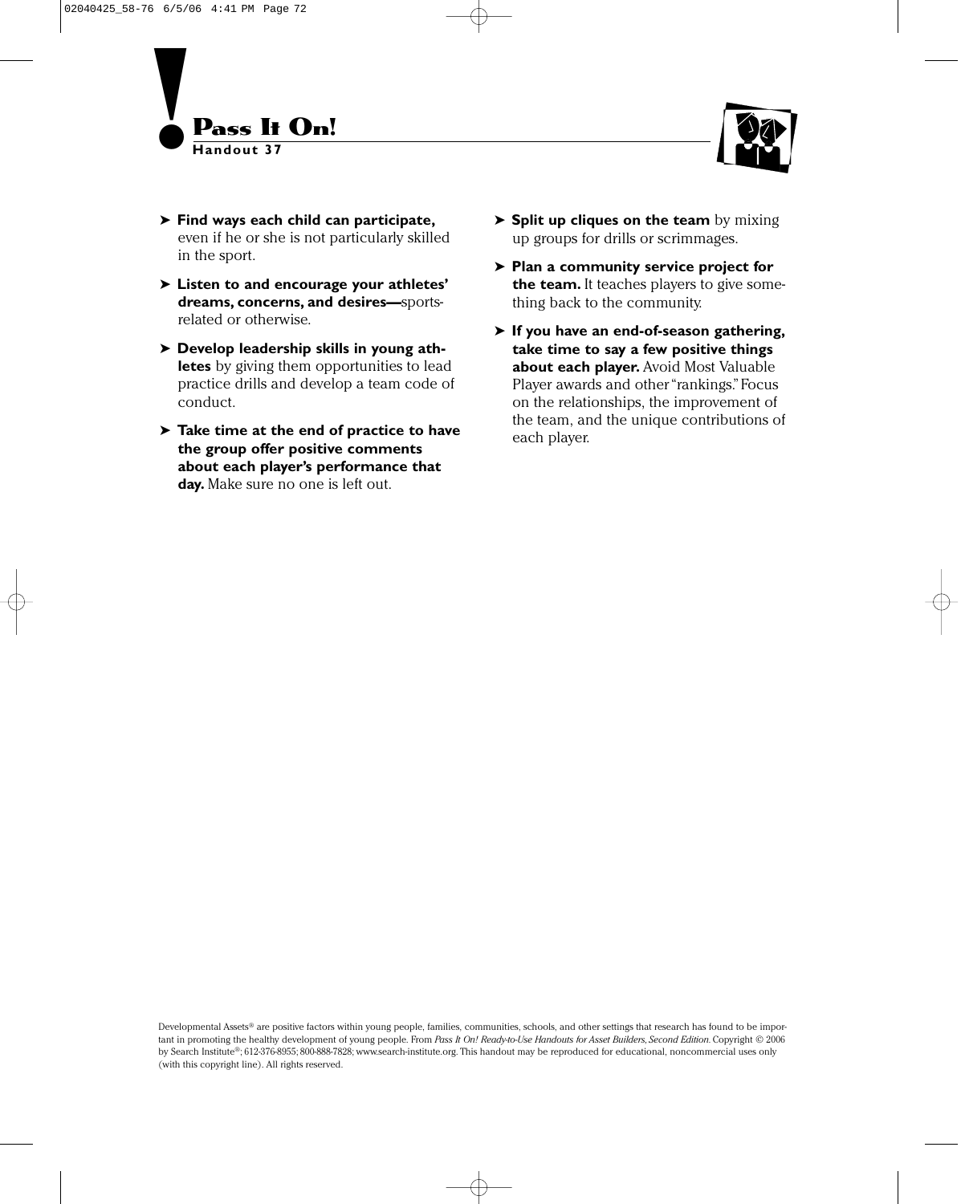# Pass It On!

**Handout 37**

- **Find ways each child can participate,** even if he or she is not particularly skilled in the sport.
- **Listen to and encourage your athletes' dreams, concerns, and desires—**sports-related or otherwise.
- **Develop leadership skills in young athletes** by giving them opportunities to lead practice drills and develop a team code of conduct.
- **Take time at the end of practice to have the group offer positive comments about each player's performance that day.** Make sure no one is left out.
- **Split up cliques on the team** by mixing up groups for drills or scrimmages.
- **Plan a community service project for the team.** It teaches players to give something back to the community.
- **If you have an end-of-season gathering, take time to say a few positive things about each player.** Avoid Most Valuable Player awards and other "rankings." Focus on the relationships, the improvement of the team, and the unique contributions of each player.

Developmental Assets® are positive factors within young people, families, communities, schools, and other settings that research has found to be important in promoting the healthy development of young people. From *Pass It On! Ready-to-Use Handouts for Asset Builders, Second Edition.* Copyright © 2006 by Search Institute®; 612-376-8955; 800-888-7828; www.search-institute.org. This handout may be reproduced for educational, noncommercial uses only (with this copyright line). All rights reserved.